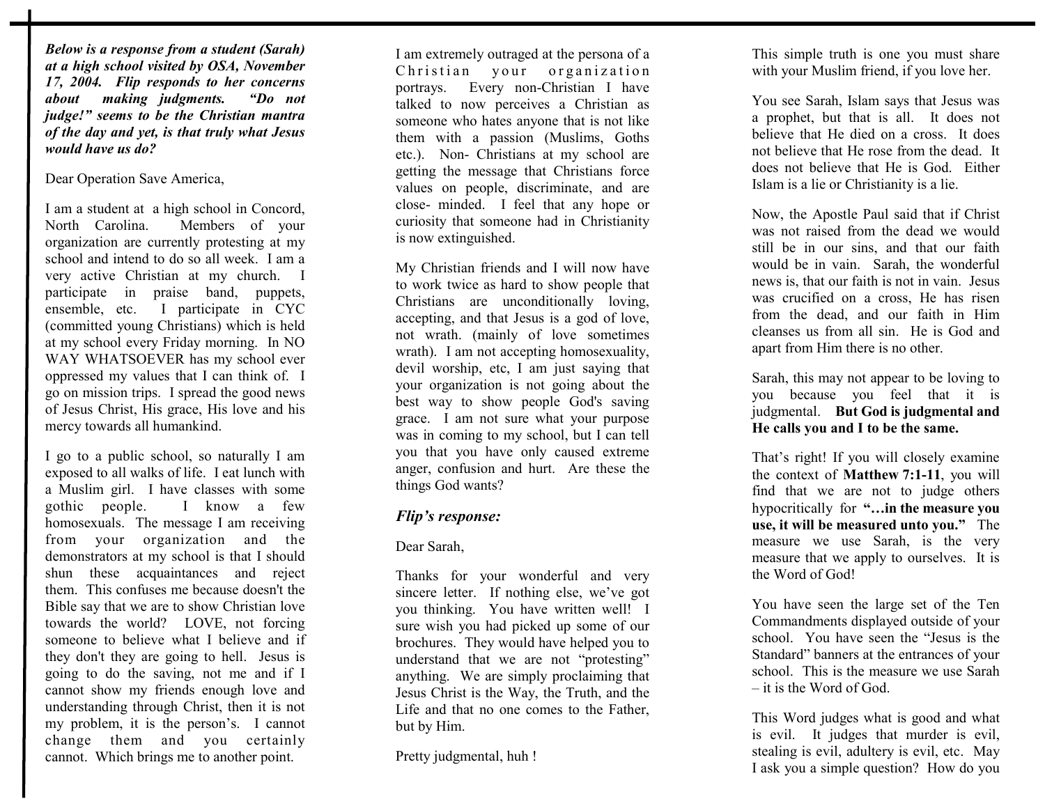***Below is a response from a student (Sarah) at a high school visited by OSA, November 17, 2004. Flip responds to her concerns about making judgments. "Do not judge!" seems to be the Christian mantra of the day and yet, is that truly what Jesus would have us do?***

Dear Operation Save America,

I am a student at a high school in Concord, North Carolina. Members of your organization are currently protesting at my school and intend to do so all week. I am a very active Christian at my church. I participate in praise band, puppets, ensemble, etc. I participate in CYC (committed young Christians) which is held at my school every Friday morning. In NO WAY WHATSOEVER has my school ever oppressed my values that I can think of. I go on mission trips. I spread the good news of Jesus Christ, His grace, His love and his mercy towards all humankind.

I go to a public school, so naturally I am exposed to all walks of life. I eat lunch with a Muslim girl. I have classes with some gothic people. I know a few homosexuals. The message I am receiving from your organization and the demonstrators at my school is that I should shun these acquaintances and reject them. This confuses me because doesn't the Bible say that we are to show Christian love towards the world? LOVE, not forcing someone to believe what I believe and if they don't they are going to hell. Jesus is going to do the saving, not me and if I cannot show my friends enough love and understanding through Christ, then it is not my problem, it is the person's. I cannot change them and you certainly cannot. Which brings me to another point.

I am extremely outraged at the persona of a Christian your organization portrays. Every non-Christian I have talked to now perceives a Christian as someone who hates anyone that is not like them with a passion (Muslims, Goths etc.). Non- Christians at my school are getting the message that Christians force values on people, discriminate, and are close- minded. I feel that any hope or curiosity that someone had in Christianity is now extinguished.

My Christian friends and I will now have to work twice as hard to show people that Christians are unconditionally loving, accepting, and that Jesus is a god of love, not wrath. (mainly of love sometimes wrath). I am not accepting homosexuality, devil worship, etc, I am just saying that your organization is not going about the best way to show people God's saving grace. I am not sure what your purpose was in coming to my school, but I can tell you that you have only caused extreme anger, confusion and hurt. Are these the things God wants?

## *Flip's response:*

Dear Sarah,

Thanks for your wonderful and very sincere letter. If nothing else, we've got you thinking. You have written well! I sure wish you had picked up some of our brochures. They would have helped you to understand that we are not "protesting" anything. We are simply proclaiming that Jesus Christ is the Way, the Truth, and the Life and that no one comes to the Father, but by Him.

Pretty judgmental, huh !

This simple truth is one you must share with your Muslim friend, if you love her.

You see Sarah, Islam says that Jesus was a prophet, but that is all. It does not believe that He died on a cross. It does not believe that He rose from the dead. It does not believe that He is God. Either Islam is a lie or Christianity is a lie.

Now, the Apostle Paul said that if Christ was not raised from the dead we would still be in our sins, and that our faith would be in vain. Sarah, the wonderful news is, that our faith is not in vain. Jesus was crucified on a cross, He has risen from the dead, and our faith in Him cleanses us from all sin. He is God and apart from Him there is no other.

Sarah, this may not appear to be loving to you because you feel that it is judgmental. **But God is judgmental and He calls you and I to be the same.**

That's right! If you will closely examine the context of **Matthew 7:1-11**, you will find that we are not to judge others hypocritically for **"…in the measure you use, it will be measured unto you."** The measure we use Sarah, is the very measure that we apply to ourselves. It is the Word of God!

You have seen the large set of the Ten Commandments displayed outside of your school. You have seen the "Jesus is the Standard" banners at the entrances of your school. This is the measure we use Sarah – it is the Word of God.

This Word judges what is good and what is evil. It judges that murder is evil, stealing is evil, adultery is evil, etc. May I ask you a simple question? How do you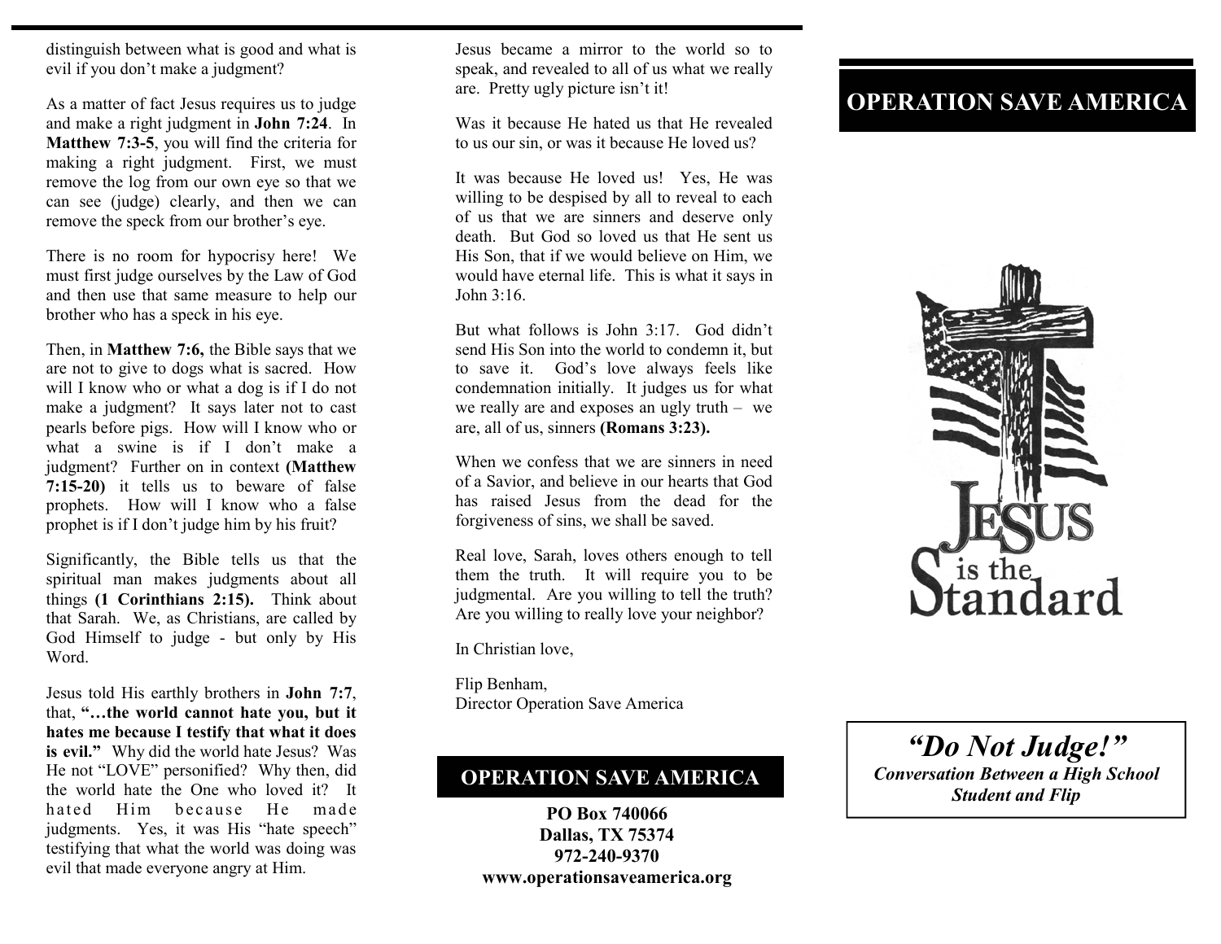distinguish between what is good and what is evil if you don't make a judgment?

As a matter of fact Jesus requires us to judge and make a right judgment in **John 7:24**. In **Matthew 7:3-5**, you will find the criteria for making a right judgment. First, we must remove the log from our own eye so that we can see (judge) clearly, and then we can remove the speck from our brother's eye.

There is no room for hypocrisy here! We must first judge ourselves by the Law of God and then use that same measure to help our brother who has a speck in his eye.

Then, in **Matthew 7:6,** the Bible says that we are not to give to dogs what is sacred. How will I know who or what a dog is if I do not make a judgment? It says later not to cast pearls before pigs. How will I know who or what a swine is if I don't make a judgment? Further on in context **(Matthew 7:15-20)** it tells us to beware of false prophets. How will I know who a false prophet is if I don't judge him by his fruit?

Significantly, the Bible tells us that the spiritual man makes judgments about all things **(1 Corinthians 2:15).** Think about that Sarah. We, as Christians, are called by God Himself to judge - but only by His Word.

Jesus told His earthly brothers in **John 7:7**, that, **"…the world cannot hate you, but it hates me because I testify that what it does is evil."** Why did the world hate Jesus? Was He not "LOVE" personified? Why then, did the world hate the One who loved it? It hated Him because He made judgments. Yes, it was His "hate speech" testifying that what the world was doing was evil that made everyone angry at Him.

Jesus became a mirror to the world so to speak, and revealed to all of us what we really are. Pretty ugly picture isn't it!

Was it because He hated us that He revealed to us our sin, or was it because He loved us?

It was because He loved us! Yes, He was willing to be despised by all to reveal to each of us that we are sinners and deserve only death. But God so loved us that He sent us His Son, that if we would believe on Him, we would have eternal life. This is what it says in John 3:16.

But what follows is John 3:17. God didn't send His Son into the world to condemn it, but to save it. God's love always feels like condemnation initially. It judges us for what we really are and exposes an ugly truth – we are, all of us, sinners **(Romans 3:23).**

When we confess that we are sinners in need of a Savior, and believe in our hearts that God has raised Jesus from the dead for the forgiveness of sins, we shall be saved.

Real love, Sarah, loves others enough to tell them the truth. It will require you to be judgmental. Are you willing to tell the truth? Are you willing to really love your neighbor?

In Christian love,

Flip Benham,
Director Operation Save America

## OPERATION SAVE AMERICA

**PO Box 740066**
**Dallas, TX 75374**
**972-240-9370**
**www.operationsaveamerica.org**

## OPERATION SAVE AMERICA

JESUS is the Standard

# *"Do Not Judge!"*

***Conversation Between a High School Student and Flip***